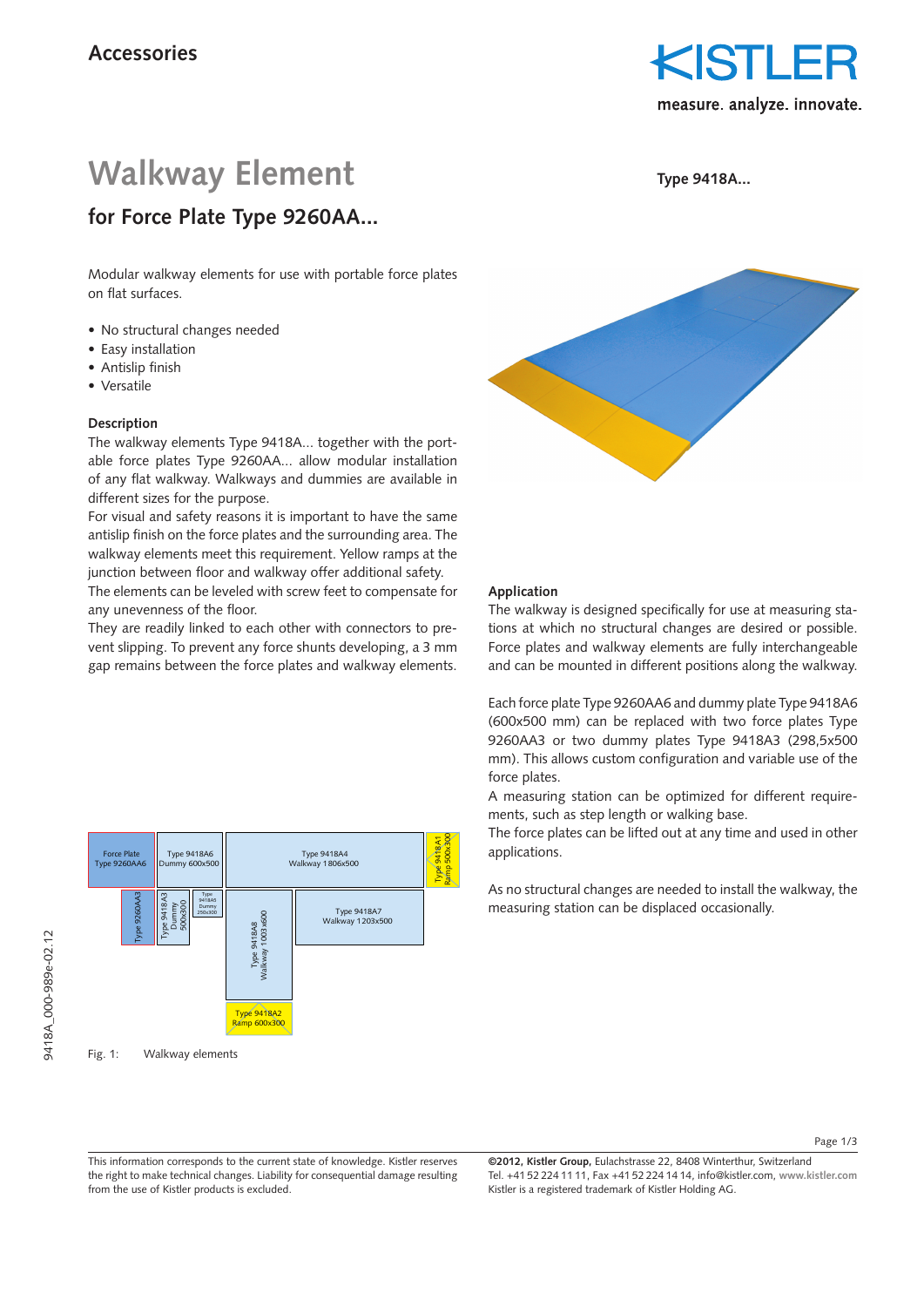Accessories

# Walkway Element

## for Force Plate Type 9260AA...

Type 9418A...

Modular walkway elements for use with portable force plates on flat surfaces.

- No structural changes needed
- Easy installation
- Antislip finish
- Versatile

### Description

The walkway elements Type 9418A... together with the portable force plates Type 9260AA... allow modular installation of any flat walkway. Walkways and dummies are available in different sizes for the purpose.

For visual and safety reasons it is important to have the same antislip finish on the force plates and the surrounding area. The walkway elements meet this requirement. Yellow ramps at the junction between floor and walkway offer additional safety.

The elements can be leveled with screw feet to compensate for any unevenness of the floor.

They are readily linked to each other with connectors to prevent slipping. To prevent any force shunts developing, a 3 mm gap remains between the force plates and walkway elements.

Force Plate Type 9260AA6 | Type 9418A6 Dummy 600x500 | Type 9418A4 Walkway 1806x500 | Type 9418A1 Ramp 500x300 | Type 9260AA3 | Type 9418A3 Dummy 500x300 | Type 9418A5 Dummy 250x300 | Type 9418A8 Walkway 1003x600 | Type 9418A7 Walkway 1203x500 | Type 9418A2 Ramp 600x300

Fig. 1: Walkway elements

### Application

The walkway is designed specifically for use at measuring stations at which no structural changes are desired or possible. Force plates and walkway elements are fully interchangeable and can be mounted in different positions along the walkway.

Each force plate Type 9260AA6 and dummy plate Type 9418A6 (600x500 mm) can be replaced with two force plates Type 9260AA3 or two dummy plates Type 9418A3 (298,5x500 mm). This allows custom configuration and variable use of the force plates.

A measuring station can be optimized for different requirements, such as step length or walking base.

The force plates can be lifted out at any time and used in other applications.

As no structural changes are needed to install the walkway, the measuring station can be displaced occasionally.

This information corresponds to the current state of knowledge. Kistler reserves the right to make technical changes. Liability for consequential damage resulting from the use of Kistler products is excluded.

**©2012, Kistler Group,** Eulachstrasse 22, 8408 Winterthur, Switzerland
Tel. +41 52 224 11 11, Fax +41 52 224 14 14, info@kistler.com, www.kistler.com
Kistler is a registered trademark of Kistler Holding AG.

9418A_000-989e-02.12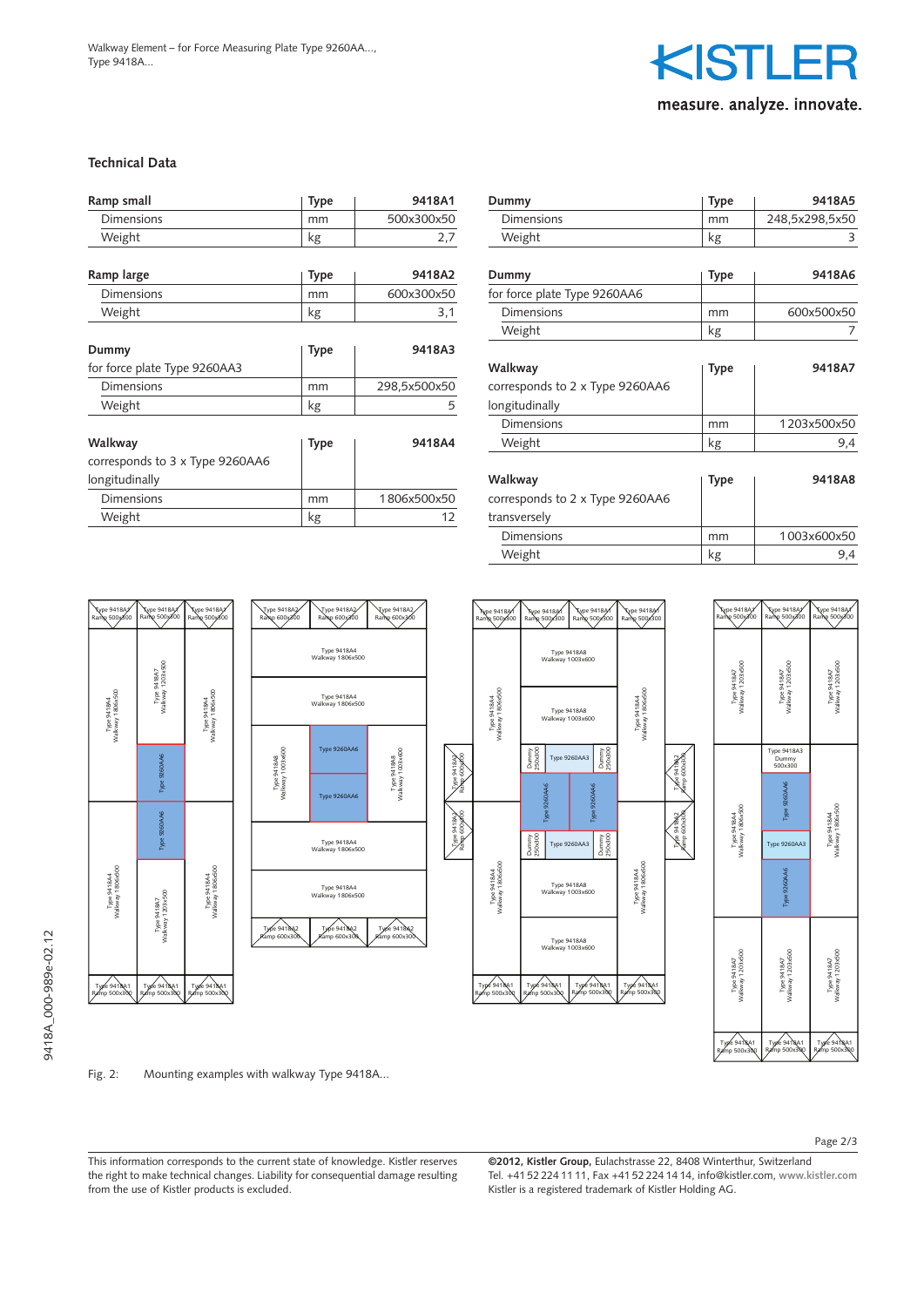## Technical Data

| Ramp small | Type | 9418A1 |
|---|---|---|
| Dimensions | mm | 500x300x50 |
| Weight | kg | 2,7 |

| Ramp large | Type | 9418A2 |
|---|---|---|
| Dimensions | mm | 600x300x50 |
| Weight | kg | 3,1 |

| Dummy for force plate Type 9260AA3 | Type | 9418A3 |
|---|---|---|
| Dimensions | mm | 298,5x500x50 |
| Weight | kg | 5 |

| Walkway corresponds to 3 x Type 9260AA6 longitudinally | Type | 9418A4 |
|---|---|---|
| Dimensions | mm | 1 806x500x50 |
| Weight | kg | 12 |

| Dummy | Type | 9418A5 |
|---|---|---|
| Dimensions | mm | 248,5x298,5x50 |
| Weight | kg | 3 |

| Dummy for force plate Type 9260AA6 | Type | 9418A6 |
|---|---|---|
| Dimensions | mm | 600x500x50 |
| Weight | kg | 7 |

| Walkway corresponds to 2 x Type 9260AA6 longitudinally | Type | 9418A7 |
|---|---|---|
| Dimensions | mm | 1 203x500x50 |
| Weight | kg | 9,4 |

| Walkway corresponds to 2 x Type 9260AA6 transversely | Type | 9418A8 |
|---|---|---|
| Dimensions | mm | 1 003x600x50 |
| Weight | kg | 9,4 |

Fig. 2: Mounting examples with walkway Type 9418A...

This information corresponds to the current state of knowledge. Kistler reserves the right to make technical changes. Liability for consequential damage resulting from the use of Kistler products is excluded.

**©2012, Kistler Group,** Eulachstrasse 22, 8408 Winterthur, Switzerland
Tel. +41 52 224 11 11, Fax +41 52 224 14 14, info@kistler.com, www.kistler.com
Kistler is a registered trademark of Kistler Holding AG.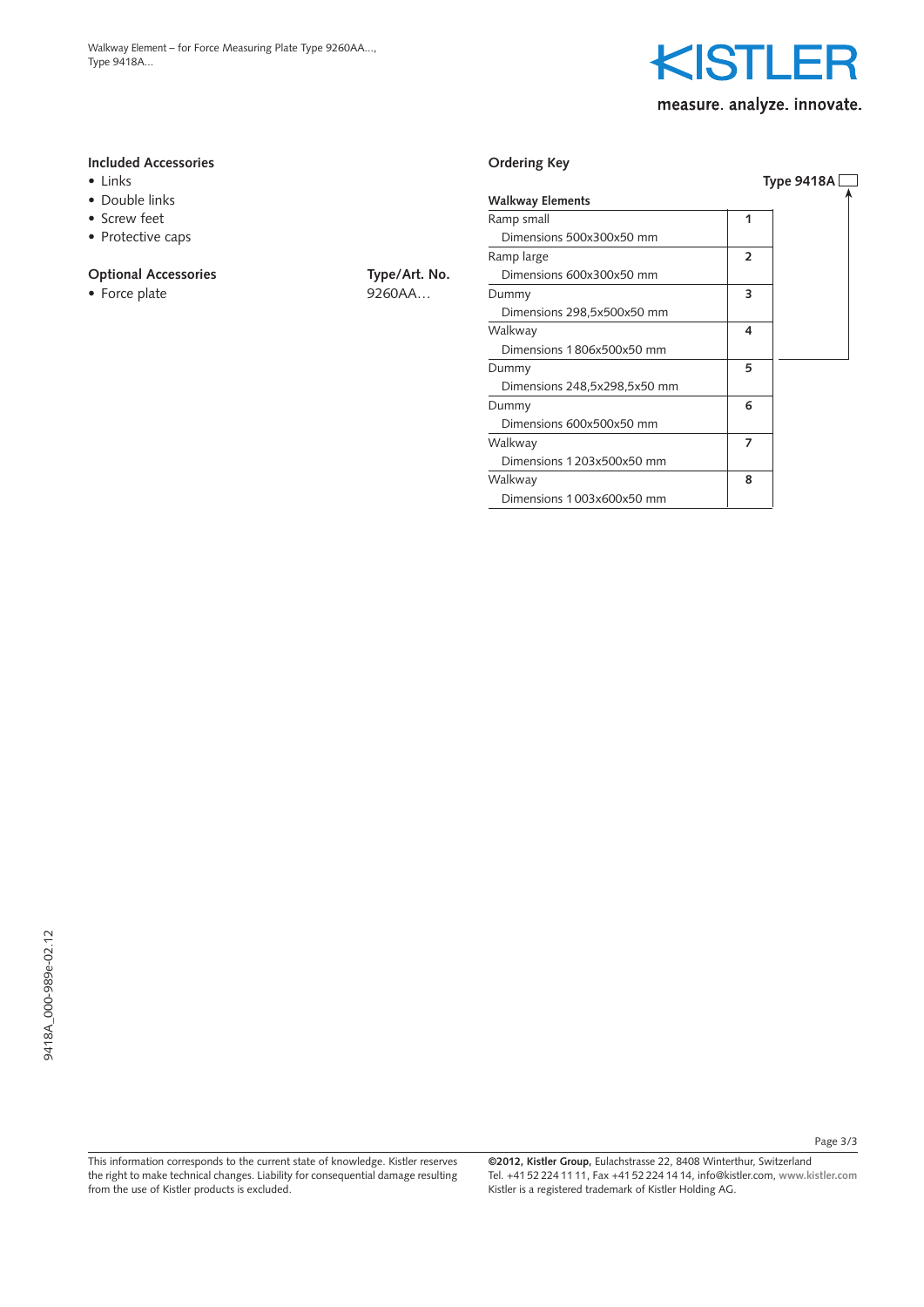## Included Accessories

- Links
- Double links
- Screw feet
- Protective caps

## Optional Accessories

| | Type/Art. No. |
|---|---|
| • Force plate | 9260AA… |

## Ordering Key

Type 9418A ☐

| Walkway Elements | |
|---|---|
| Ramp small<br>Dimensions 500x300x50 mm | 1 |
| Ramp large<br>Dimensions 600x300x50 mm | 2 |
| Dummy<br>Dimensions 298,5x500x50 mm | 3 |
| Walkway<br>Dimensions 1 806x500x50 mm | 4 |
| Dummy<br>Dimensions 248,5x298,5x50 mm | 5 |
| Dummy<br>Dimensions 600x500x50 mm | 6 |
| Walkway<br>Dimensions 1 203x500x50 mm | 7 |
| Walkway<br>Dimensions 1 003x600x50 mm | 8 |

This information corresponds to the current state of knowledge. Kistler reserves the right to make technical changes. Liability for consequential damage resulting from the use of Kistler products is excluded.

**©2012, Kistler Group,** Eulachstrasse 22, 8408 Winterthur, Switzerland
Tel. +41 52 224 11 11, Fax +41 52 224 14 14, info@kistler.com, **www.kistler.com**
Kistler is a registered trademark of Kistler Holding AG.